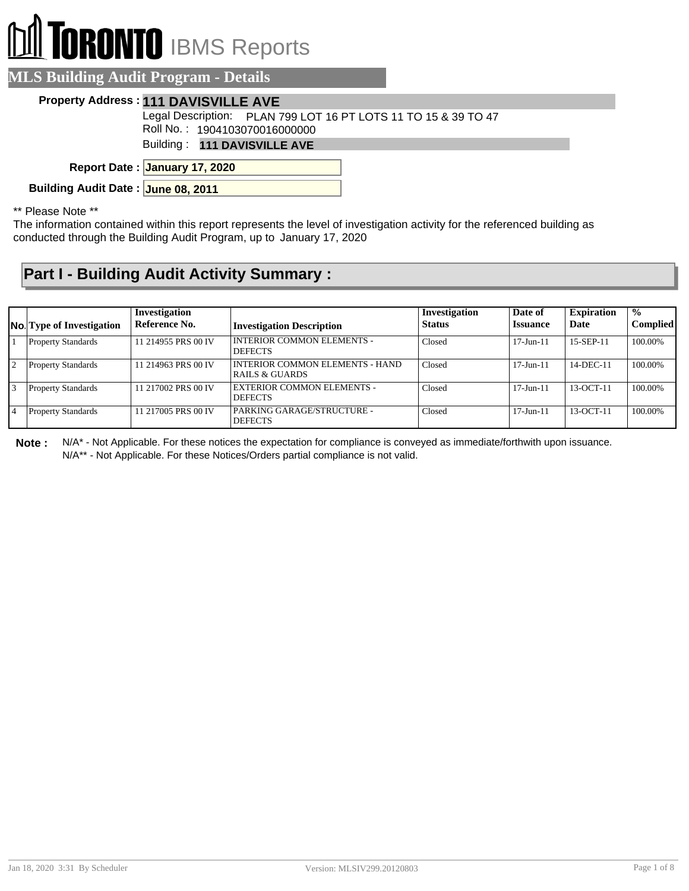# TORONTO IBMS Reports

## MLS Building Audit Program - Details

**Property Address :** **111 DAVISVILLE AVE**

Legal Description: PLAN 799 LOT 16 PT LOTS 11 TO 15 & 39 TO 47

Roll No. : 1904103070016000000

Building : **111 DAVISVILLE AVE**

**Report Date :** **January 17, 2020**

**Building Audit Date :** **June 08, 2011**

** Please Note **

The information contained within this report represents the level of investigation activity for the referenced building as conducted through the Building Audit Program, up to January 17, 2020

## Part I - Building Audit Activity Summary :

| No. | Type of Investigation | Investigation Reference No. | Investigation Description | Investigation Status | Date of Issuance | Expiration Date | % Complied |
|---|---|---|---|---|---|---|---|
| 1 | Property Standards | 11 214955 PRS 00 IV | INTERIOR COMMON ELEMENTS - DEFECTS | Closed | 17-Jun-11 | 15-SEP-11 | 100.00% |
| 2 | Property Standards | 11 214963 PRS 00 IV | INTERIOR COMMON ELEMENTS - HAND RAILS & GUARDS | Closed | 17-Jun-11 | 14-DEC-11 | 100.00% |
| 3 | Property Standards | 11 217002 PRS 00 IV | EXTERIOR COMMON ELEMENTS - DEFECTS | Closed | 17-Jun-11 | 13-OCT-11 | 100.00% |
| 4 | Property Standards | 11 217005 PRS 00 IV | PARKING GARAGE/STRUCTURE - DEFECTS | Closed | 17-Jun-11 | 13-OCT-11 | 100.00% |

**Note :** N/A* - Not Applicable. For these notices the expectation for compliance is conveyed as immediate/forthwith upon issuance.
N/A** - Not Applicable. For these Notices/Orders partial compliance is not valid.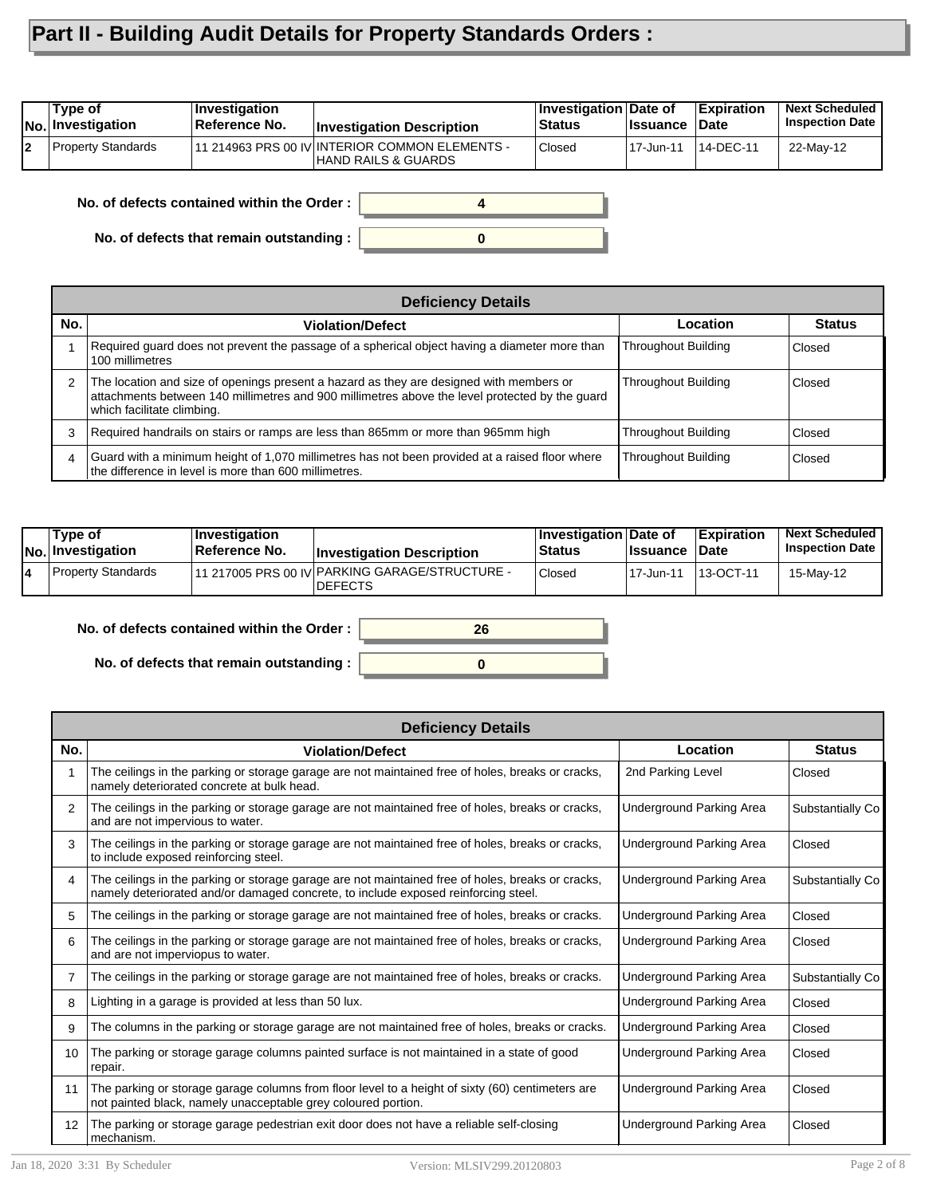# Part II - Building Audit Details for Property Standards Orders :

| No. | Type of Investigation | Investigation Reference No. | Investigation Description | Investigation Status | Date of Issuance | Expiration Date | Next Scheduled Inspection Date |
|---|---|---|---|---|---|---|---|
| 2 | Property Standards | 11 214963 PRS 00 IV | INTERIOR COMMON ELEMENTS - HAND RAILS & GUARDS | Closed | 17-Jun-11 | 14-DEC-11 | 22-May-12 |

**No. of defects contained within the Order :** 4

**No. of defects that remain outstanding :** 0

| Deficiency Details | | | |
|---|---|---|---|
| **No.** | **Violation/Defect** | **Location** | **Status** |
| 1 | Required guard does not prevent the passage of a spherical object having a diameter more than 100 millimetres | Throughout Building | Closed |
| 2 | The location and size of openings present a hazard as they are designed with members or attachments between 140 millimetres and 900 millimetres above the level protected by the guard which facilitate climbing. | Throughout Building | Closed |
| 3 | Required handrails on stairs or ramps are less than 865mm or more than 965mm high | Throughout Building | Closed |
| 4 | Guard with a minimum height of 1,070 millimetres has not been provided at a raised floor where the difference in level is more than 600 millimetres. | Throughout Building | Closed |

| No. | Type of Investigation | Investigation Reference No. | Investigation Description | Investigation Status | Date of Issuance | Expiration Date | Next Scheduled Inspection Date |
|---|---|---|---|---|---|---|---|
| 4 | Property Standards | 11 217005 PRS 00 IV | PARKING GARAGE/STRUCTURE - DEFECTS | Closed | 17-Jun-11 | 13-OCT-11 | 15-May-12 |

**No. of defects contained within the Order :** 26

**No. of defects that remain outstanding :** 0

| Deficiency Details | | | |
|---|---|---|---|
| **No.** | **Violation/Defect** | **Location** | **Status** |
| 1 | The ceilings in the parking or storage garage are not maintained free of holes, breaks or cracks, namely deteriorated concrete at bulk head. | 2nd Parking Level | Closed |
| 2 | The ceilings in the parking or storage garage are not maintained free of holes, breaks or cracks, and are not impervious to water. | Underground Parking Area | Substantially Co |
| 3 | The ceilings in the parking or storage garage are not maintained free of holes, breaks or cracks, to include exposed reinforcing steel. | Underground Parking Area | Closed |
| 4 | The ceilings in the parking or storage garage are not maintained free of holes, breaks or cracks, namely deteriorated and/or damaged concrete, to include exposed reinforcing steel. | Underground Parking Area | Substantially Co |
| 5 | The ceilings in the parking or storage garage are not maintained free of holes, breaks or cracks. | Underground Parking Area | Closed |
| 6 | The ceilings in the parking or storage garage are not maintained free of holes, breaks or cracks, and are not imperviopus to water. | Underground Parking Area | Closed |
| 7 | The ceilings in the parking or storage garage are not maintained free of holes, breaks or cracks. | Underground Parking Area | Substantially Co |
| 8 | Lighting in a garage is provided at less than 50 lux. | Underground Parking Area | Closed |
| 9 | The columns in the parking or storage garage are not maintained free of holes, breaks or cracks. | Underground Parking Area | Closed |
| 10 | The parking or storage garage columns painted surface is not maintained in a state of good repair. | Underground Parking Area | Closed |
| 11 | The parking or storage garage columns from floor level to a height of sixty (60) centimeters are not painted black, namely unacceptable grey coloured portion. | Underground Parking Area | Closed |
| 12 | The parking or storage garage pedestrian exit door does not have a reliable self-closing mechanism. | Underground Parking Area | Closed |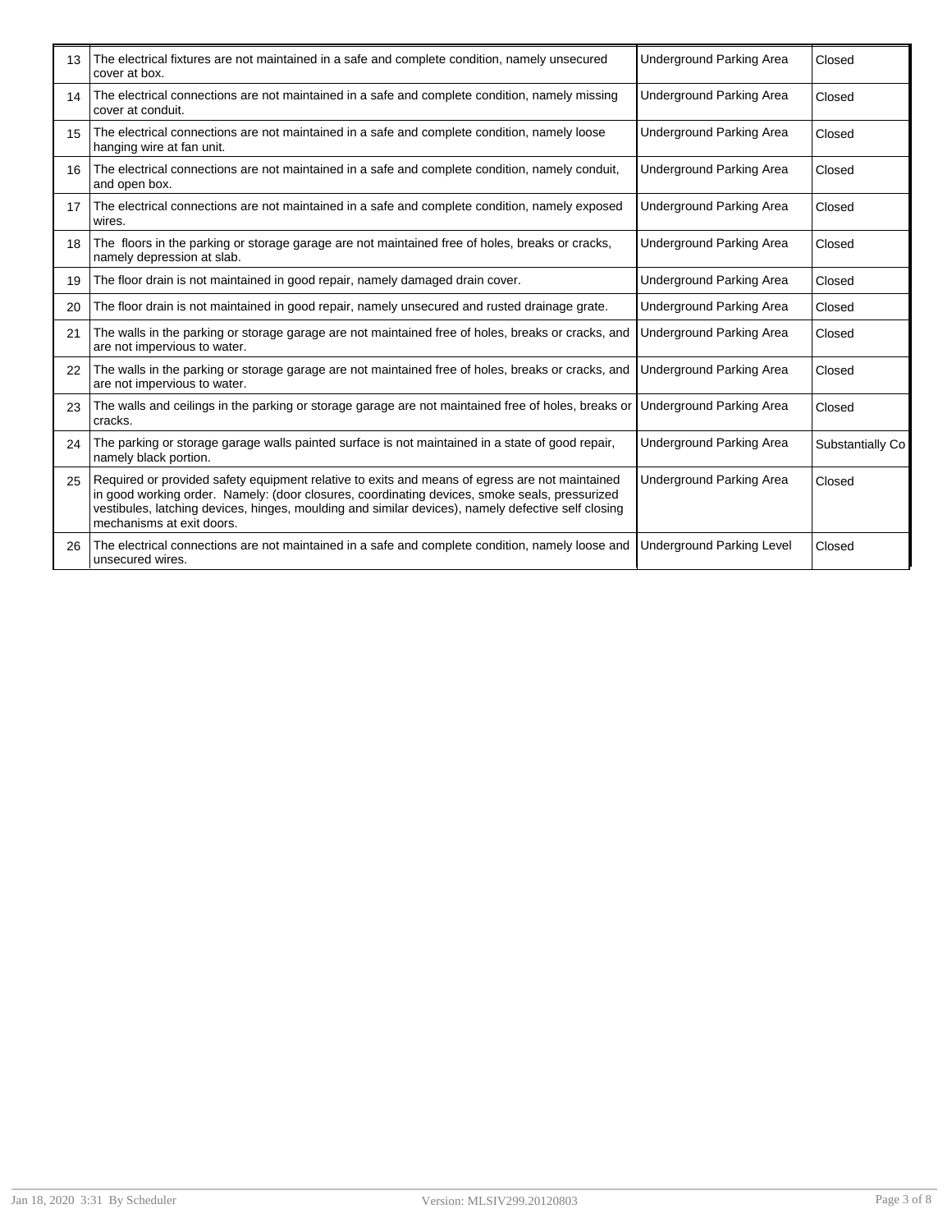| | | | |
|---|---|---|---|
| 13 | The electrical fixtures are not maintained in a safe and complete condition, namely unsecured cover at box. | Underground Parking Area | Closed |
| 14 | The electrical connections are not maintained in a safe and complete condition, namely missing cover at conduit. | Underground Parking Area | Closed |
| 15 | The electrical connections are not maintained in a safe and complete condition, namely loose hanging wire at fan unit. | Underground Parking Area | Closed |
| 16 | The electrical connections are not maintained in a safe and complete condition, namely conduit, and open box. | Underground Parking Area | Closed |
| 17 | The electrical connections are not maintained in a safe and complete condition, namely exposed wires. | Underground Parking Area | Closed |
| 18 | The floors in the parking or storage garage are not maintained free of holes, breaks or cracks, namely depression at slab. | Underground Parking Area | Closed |
| 19 | The floor drain is not maintained in good repair, namely damaged drain cover. | Underground Parking Area | Closed |
| 20 | The floor drain is not maintained in good repair, namely unsecured and rusted drainage grate. | Underground Parking Area | Closed |
| 21 | The walls in the parking or storage garage are not maintained free of holes, breaks or cracks, and are not impervious to water. | Underground Parking Area | Closed |
| 22 | The walls in the parking or storage garage are not maintained free of holes, breaks or cracks, and are not impervious to water. | Underground Parking Area | Closed |
| 23 | The walls and ceilings in the parking or storage garage are not maintained free of holes, breaks or cracks. | Underground Parking Area | Closed |
| 24 | The parking or storage garage walls painted surface is not maintained in a state of good repair, namely black portion. | Underground Parking Area | Substantially Co |
| 25 | Required or provided safety equipment relative to exits and means of egress are not maintained in good working order. Namely: (door closures, coordinating devices, smoke seals, pressurized vestibules, latching devices, hinges, moulding and similar devices), namely defective self closing mechanisms at exit doors. | Underground Parking Area | Closed |
| 26 | The electrical connections are not maintained in a safe and complete condition, namely loose and unsecured wires. | Underground Parking Level | Closed |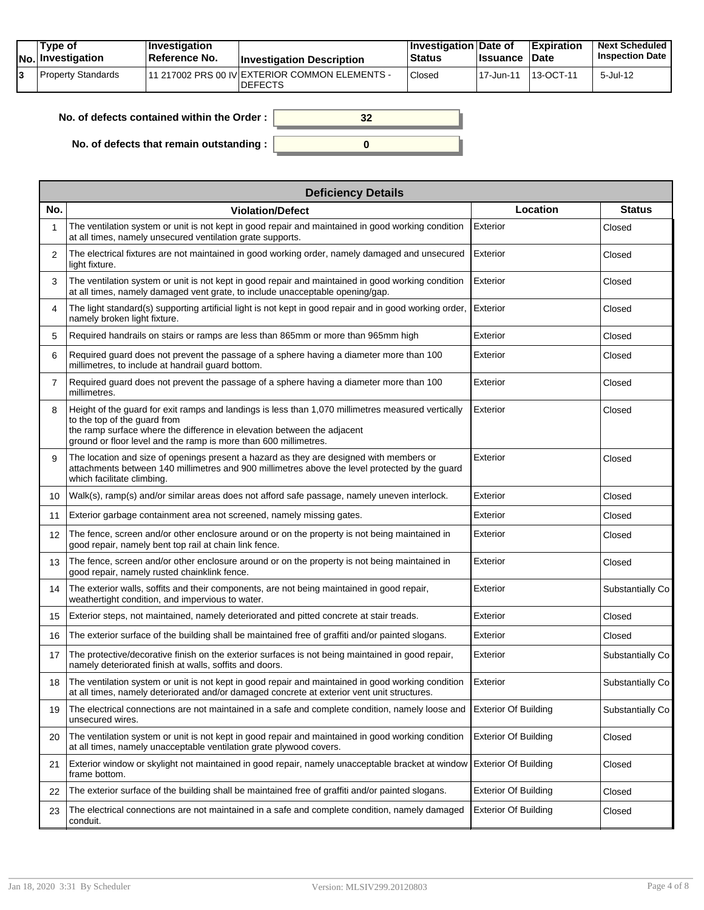| No. | Type of Investigation | Investigation Reference No. | Investigation Description | Investigation Status | Date of Issuance | Expiration Date | Next Scheduled Inspection Date |
|---|---|---|---|---|---|---|---|
| 3 | Property Standards | 11 217002 PRS 00 IV | EXTERIOR COMMON ELEMENTS - DEFECTS | Closed | 17-Jun-11 | 13-OCT-11 | 5-Jul-12 |

**No. of defects contained within the Order :** 32

**No. of defects that remain outstanding :** 0

| Deficiency Details | | | |
|---|---|---|---|
| **No.** | **Violation/Defect** | **Location** | **Status** |
| 1 | The ventilation system or unit is not kept in good repair and maintained in good working condition at all times, namely unsecured ventilation grate supports. | Exterior | Closed |
| 2 | The electrical fixtures are not maintained in good working order, namely damaged and unsecured light fixture. | Exterior | Closed |
| 3 | The ventilation system or unit is not kept in good repair and maintained in good working condition at all times, namely damaged vent grate, to include unacceptable opening/gap. | Exterior | Closed |
| 4 | The light standard(s) supporting artificial light is not kept in good repair and in good working order, namely broken light fixture. | Exterior | Closed |
| 5 | Required handrails on stairs or ramps are less than 865mm or more than 965mm high | Exterior | Closed |
| 6 | Required guard does not prevent the passage of a sphere having a diameter more than 100 millimetres, to include at handrail guard bottom. | Exterior | Closed |
| 7 | Required guard does not prevent the passage of a sphere having a diameter more than 100 millimetres. | Exterior | Closed |
| 8 | Height of the guard for exit ramps and landings is less than 1,070 millimetres measured vertically to the top of the guard from the ramp surface where the difference in elevation between the adjacent ground or floor level and the ramp is more than 600 millimetres. | Exterior | Closed |
| 9 | The location and size of openings present a hazard as they are designed with members or attachments between 140 millimetres and 900 millimetres above the level protected by the guard which facilitate climbing. | Exterior | Closed |
| 10 | Walk(s), ramp(s) and/or similar areas does not afford safe passage, namely uneven interlock. | Exterior | Closed |
| 11 | Exterior garbage containment area not screened, namely missing gates. | Exterior | Closed |
| 12 | The fence, screen and/or other enclosure around or on the property is not being maintained in good repair, namely bent top rail at chain link fence. | Exterior | Closed |
| 13 | The fence, screen and/or other enclosure around or on the property is not being maintained in good repair, namely rusted chainklink fence. | Exterior | Closed |
| 14 | The exterior walls, soffits and their components, are not being maintained in good repair, weathertight condition, and impervious to water. | Exterior | Substantially Co |
| 15 | Exterior steps, not maintained, namely deteriorated and pitted concrete at stair treads. | Exterior | Closed |
| 16 | The exterior surface of the building shall be maintained free of graffiti and/or painted slogans. | Exterior | Closed |
| 17 | The protective/decorative finish on the exterior surfaces is not being maintained in good repair, namely deteriorated finish at walls, soffits and doors. | Exterior | Substantially Co |
| 18 | The ventilation system or unit is not kept in good repair and maintained in good working condition at all times, namely deteriorated and/or damaged concrete at exterior vent unit structures. | Exterior | Substantially Co |
| 19 | The electrical connections are not maintained in a safe and complete condition, namely loose and unsecured wires. | Exterior Of Building | Substantially Co |
| 20 | The ventilation system or unit is not kept in good repair and maintained in good working condition at all times, namely unacceptable ventilation grate plywood covers. | Exterior Of Building | Closed |
| 21 | Exterior window or skylight not maintained in good repair, namely unacceptable bracket at window frame bottom. | Exterior Of Building | Closed |
| 22 | The exterior surface of the building shall be maintained free of graffiti and/or painted slogans. | Exterior Of Building | Closed |
| 23 | The electrical connections are not maintained in a safe and complete condition, namely damaged conduit. | Exterior Of Building | Closed |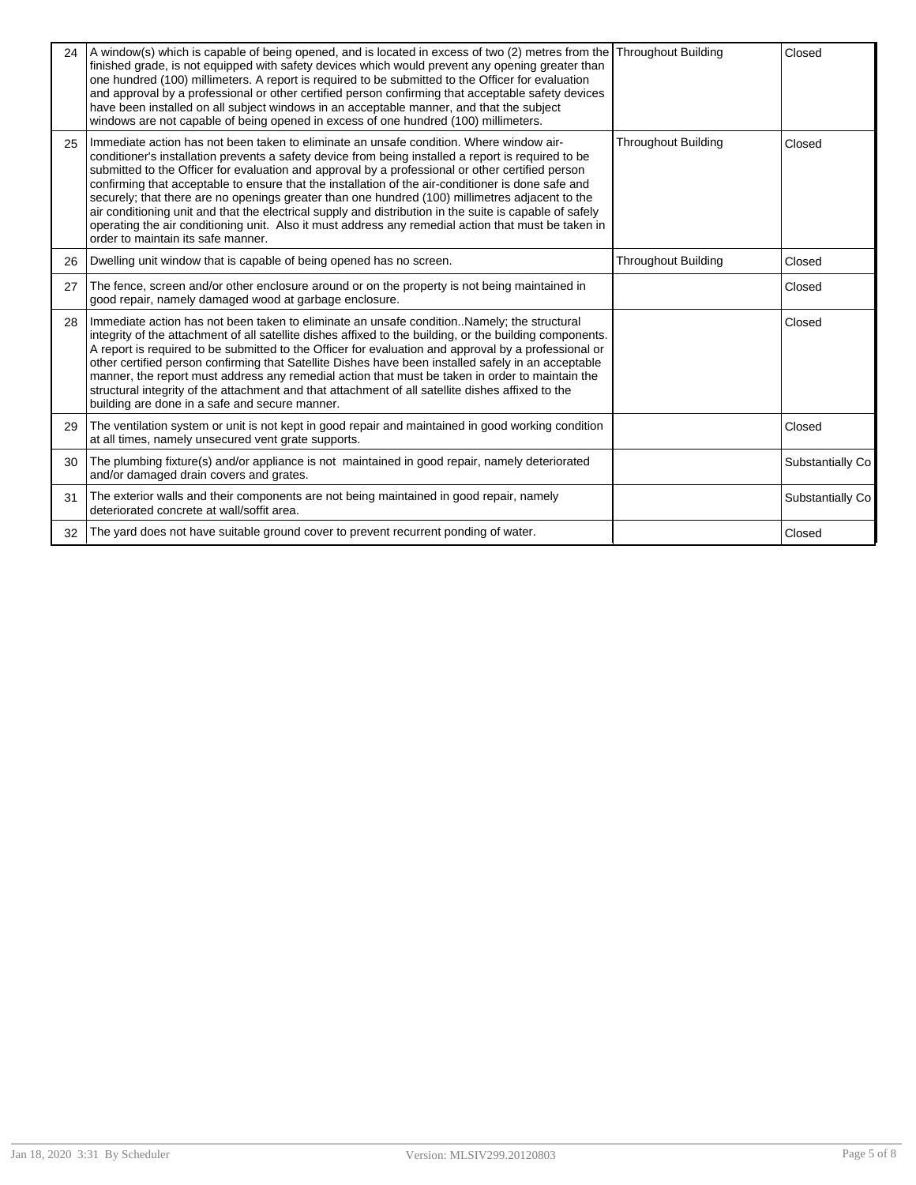| | | | |
|---|---|---|---|
| 24 | A window(s) which is capable of being opened, and is located in excess of two (2) metres from the finished grade, is not equipped with safety devices which would prevent any opening greater than one hundred (100) millimeters. A report is required to be submitted to the Officer for evaluation and approval by a professional or other certified person confirming that acceptable safety devices have been installed on all subject windows in an acceptable manner, and that the subject windows are not capable of being opened in excess of one hundred (100) millimeters. | Throughout Building | Closed |
| 25 | Immediate action has not been taken to eliminate an unsafe condition. Where window air-conditioner's installation prevents a safety device from being installed a report is required to be submitted to the Officer for evaluation and approval by a professional or other certified person confirming that acceptable to ensure that the installation of the air-conditioner is done safe and securely; that there are no openings greater than one hundred (100) millimetres adjacent to the air conditioning unit and that the electrical supply and distribution in the suite is capable of safely operating the air conditioning unit. Also it must address any remedial action that must be taken in order to maintain its safe manner. | Throughout Building | Closed |
| 26 | Dwelling unit window that is capable of being opened has no screen. | Throughout Building | Closed |
| 27 | The fence, screen and/or other enclosure around or on the property is not being maintained in good repair, namely damaged wood at garbage enclosure. | | Closed |
| 28 | Immediate action has not been taken to eliminate an unsafe condition..Namely; the structural integrity of the attachment of all satellite dishes affixed to the building, or the building components. A report is required to be submitted to the Officer for evaluation and approval by a professional or other certified person confirming that Satellite Dishes have been installed safely in an acceptable manner, the report must address any remedial action that must be taken in order to maintain the structural integrity of the attachment and that attachment of all satellite dishes affixed to the building are done in a safe and secure manner. | | Closed |
| 29 | The ventilation system or unit is not kept in good repair and maintained in good working condition at all times, namely unsecured vent grate supports. | | Closed |
| 30 | The plumbing fixture(s) and/or appliance is not maintained in good repair, namely deteriorated and/or damaged drain covers and grates. | | Substantially Co |
| 31 | The exterior walls and their components are not being maintained in good repair, namely deteriorated concrete at wall/soffit area. | | Substantially Co |
| 32 | The yard does not have suitable ground cover to prevent recurrent ponding of water. | | Closed |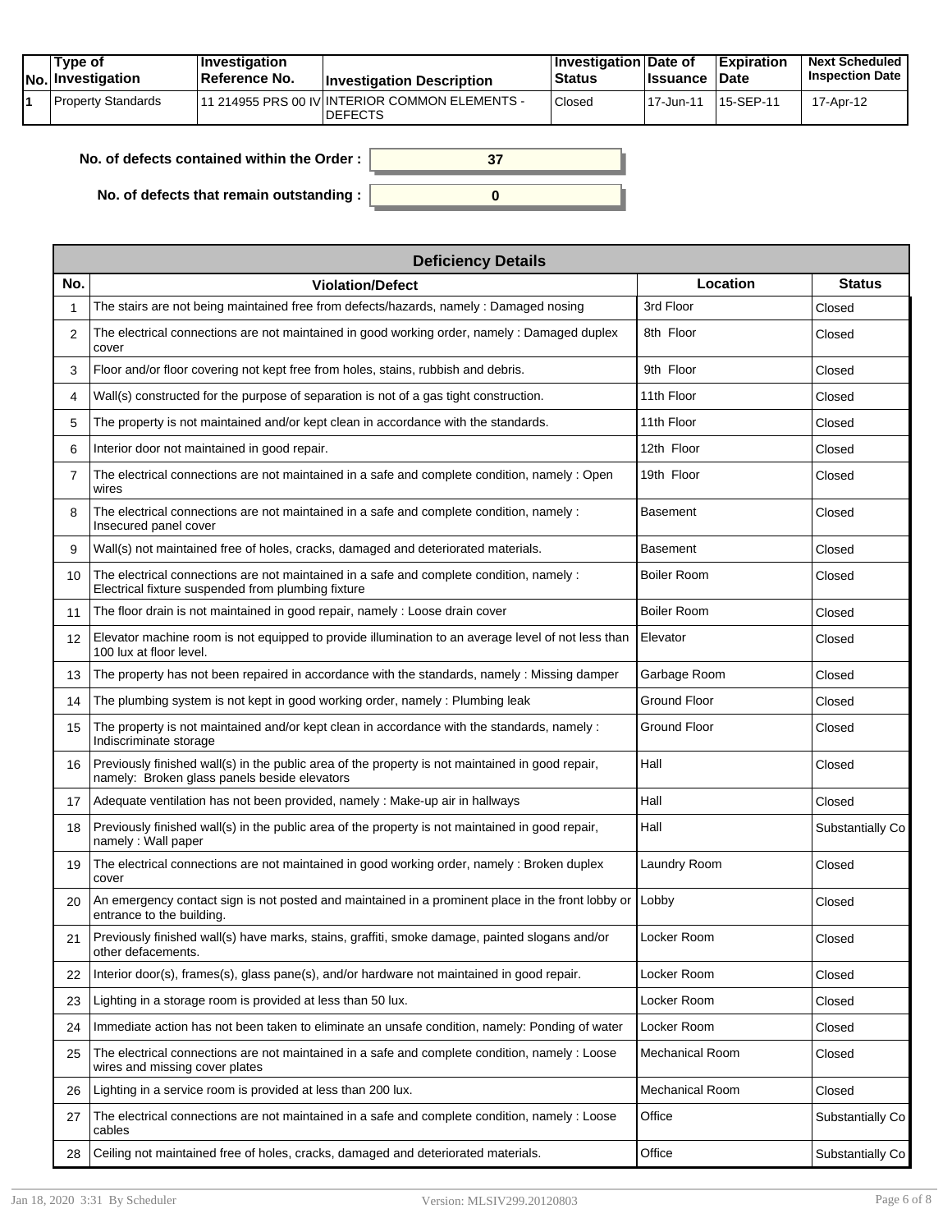| No. | Type of Investigation | Investigation Reference No. | Investigation Description | Investigation Status | Date of Issuance | Expiration Date | Next Scheduled Inspection Date |
|---|---|---|---|---|---|---|---|
| 1 | Property Standards | 11 214955 PRS 00 IV | INTERIOR COMMON ELEMENTS - DEFECTS | Closed | 17-Jun-11 | 15-SEP-11 | 17-Apr-12 |

**No. of defects contained within the Order :** 37

**No. of defects that remain outstanding :** 0

| Deficiency Details | | | |
|---|---|---|---|
| **No.** | **Violation/Defect** | **Location** | **Status** |
| 1 | The stairs are not being maintained free from defects/hazards, namely : Damaged nosing | 3rd Floor | Closed |
| 2 | The electrical connections are not maintained in good working order, namely : Damaged duplex cover | 8th Floor | Closed |
| 3 | Floor and/or floor covering not kept free from holes, stains, rubbish and debris. | 9th Floor | Closed |
| 4 | Wall(s) constructed for the purpose of separation is not of a gas tight construction. | 11th Floor | Closed |
| 5 | The property is not maintained and/or kept clean in accordance with the standards. | 11th Floor | Closed |
| 6 | Interior door not maintained in good repair. | 12th Floor | Closed |
| 7 | The electrical connections are not maintained in a safe and complete condition, namely : Open wires | 19th Floor | Closed |
| 8 | The electrical connections are not maintained in a safe and complete condition, namely : Insecured panel cover | Basement | Closed |
| 9 | Wall(s) not maintained free of holes, cracks, damaged and deteriorated materials. | Basement | Closed |
| 10 | The electrical connections are not maintained in a safe and complete condition, namely : Electrical fixture suspended from plumbing fixture | Boiler Room | Closed |
| 11 | The floor drain is not maintained in good repair, namely : Loose drain cover | Boiler Room | Closed |
| 12 | Elevator machine room is not equipped to provide illumination to an average level of not less than 100 lux at floor level. | Elevator | Closed |
| 13 | The property has not been repaired in accordance with the standards, namely : Missing damper | Garbage Room | Closed |
| 14 | The plumbing system is not kept in good working order, namely : Plumbing leak | Ground Floor | Closed |
| 15 | The property is not maintained and/or kept clean in accordance with the standards, namely : Indiscriminate storage | Ground Floor | Closed |
| 16 | Previously finished wall(s) in the public area of the property is not maintained in good repair, namely: Broken glass panels beside elevators | Hall | Closed |
| 17 | Adequate ventilation has not been provided, namely : Make-up air in hallways | Hall | Closed |
| 18 | Previously finished wall(s) in the public area of the property is not maintained in good repair, namely : Wall paper | Hall | Substantially Co |
| 19 | The electrical connections are not maintained in good working order, namely : Broken duplex cover | Laundry Room | Closed |
| 20 | An emergency contact sign is not posted and maintained in a prominent place in the front lobby or entrance to the building. | Lobby | Closed |
| 21 | Previously finished wall(s) have marks, stains, graffiti, smoke damage, painted slogans and/or other defacements. | Locker Room | Closed |
| 22 | Interior door(s), frames(s), glass pane(s), and/or hardware not maintained in good repair. | Locker Room | Closed |
| 23 | Lighting in a storage room is provided at less than 50 lux. | Locker Room | Closed |
| 24 | Immediate action has not been taken to eliminate an unsafe condition, namely: Ponding of water | Locker Room | Closed |
| 25 | The electrical connections are not maintained in a safe and complete condition, namely : Loose wires and missing cover plates | Mechanical Room | Closed |
| 26 | Lighting in a service room is provided at less than 200 lux. | Mechanical Room | Closed |
| 27 | The electrical connections are not maintained in a safe and complete condition, namely : Loose cables | Office | Substantially Co |
| 28 | Ceiling not maintained free of holes, cracks, damaged and deteriorated materials. | Office | Substantially Co |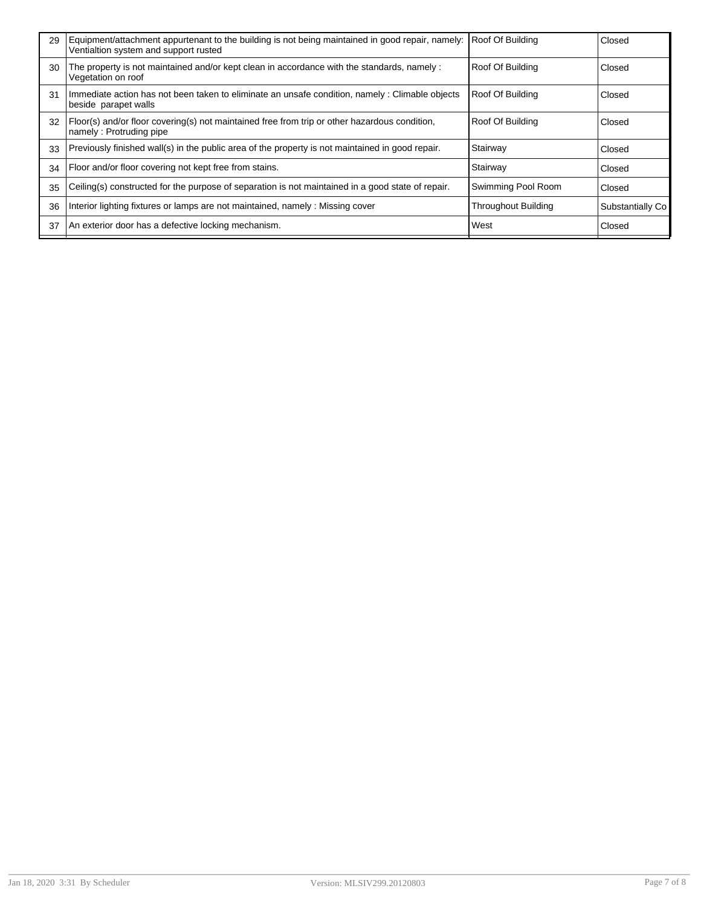| | | | |
|---|---|---|---|
| 29 | Equipment/attachment appurtenant to the building is not being maintained in good repair, namely: Ventialtion system and support rusted | Roof Of Building | Closed |
| 30 | The property is not maintained and/or kept clean in accordance with the standards, namely : Vegetation on roof | Roof Of Building | Closed |
| 31 | Immediate action has not been taken to eliminate an unsafe condition, namely : Climable objects beside parapet walls | Roof Of Building | Closed |
| 32 | Floor(s) and/or floor covering(s) not maintained free from trip or other hazardous condition, namely : Protruding pipe | Roof Of Building | Closed |
| 33 | Previously finished wall(s) in the public area of the property is not maintained in good repair. | Stairway | Closed |
| 34 | Floor and/or floor covering not kept free from stains. | Stairway | Closed |
| 35 | Ceiling(s) constructed for the purpose of separation is not maintained in a good state of repair. | Swimming Pool Room | Closed |
| 36 | Interior lighting fixtures or lamps are not maintained, namely : Missing cover | Throughout Building | Substantially Co |
| 37 | An exterior door has a defective locking mechanism. | West | Closed |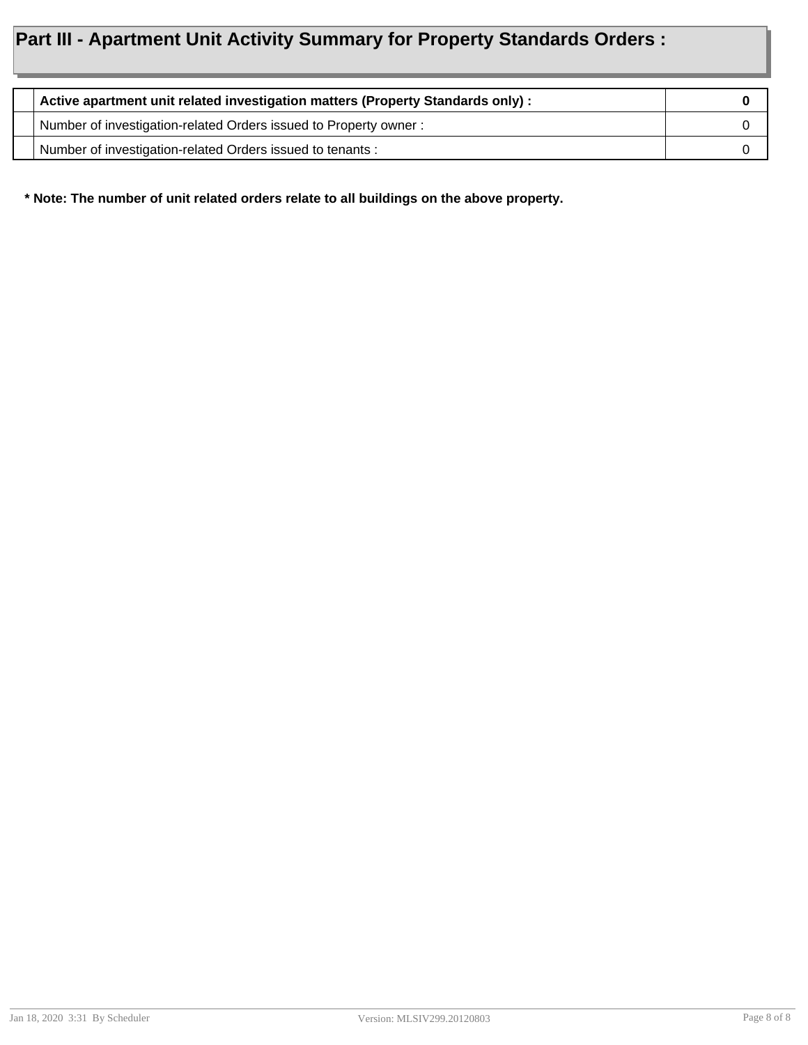## Part III - Apartment Unit Activity Summary for Property Standards Orders :

| | | |
|---|---|---|
| | **Active apartment unit related investigation matters (Property Standards only) :** | **0** |
| | Number of investigation-related Orders issued to Property owner : | 0 |
| | Number of investigation-related Orders issued to tenants : | 0 |

**\* Note: The number of unit related orders relate to all buildings on the above property.**